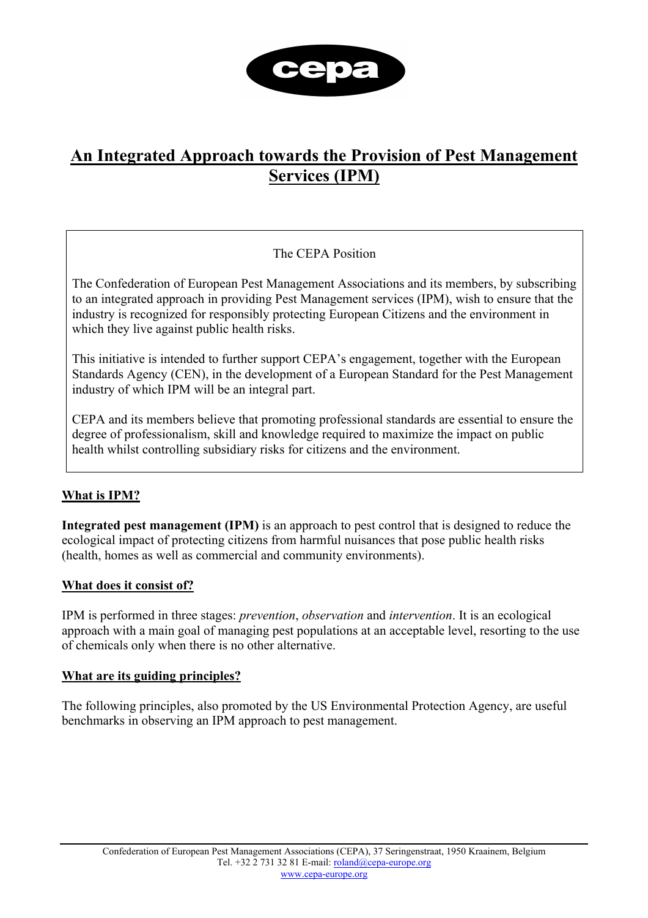# An Integrated Approach towards the Provision of Pest Management Services (IPM)

> The CEPA Position
>
> The Confederation of European Pest Management Associations and its members, by subscribing to an integrated approach in providing Pest Management services (IPM), wish to ensure that the industry is recognized for responsibly protecting European Citizens and the environment in which they live against public health risks.
>
> This initiative is intended to further support CEPA's engagement, together with the European Standards Agency (CEN), in the development of a European Standard for the Pest Management industry of which IPM will be an integral part.
>
> CEPA and its members believe that promoting professional standards are essential to ensure the degree of professionalism, skill and knowledge required to maximize the impact on public health whilst controlling subsidiary risks for citizens and the environment.

## What is IPM?

**Integrated pest management (IPM)** is an approach to pest control that is designed to reduce the ecological impact of protecting citizens from harmful nuisances that pose public health risks (health, homes as well as commercial and community environments).

## What does it consist of?

IPM is performed in three stages: *prevention*, *observation* and *intervention*. It is an ecological approach with a main goal of managing pest populations at an acceptable level, resorting to the use of chemicals only when there is no other alternative.

## What are its guiding principles?

The following principles, also promoted by the US Environmental Protection Agency, are useful benchmarks in observing an IPM approach to pest management.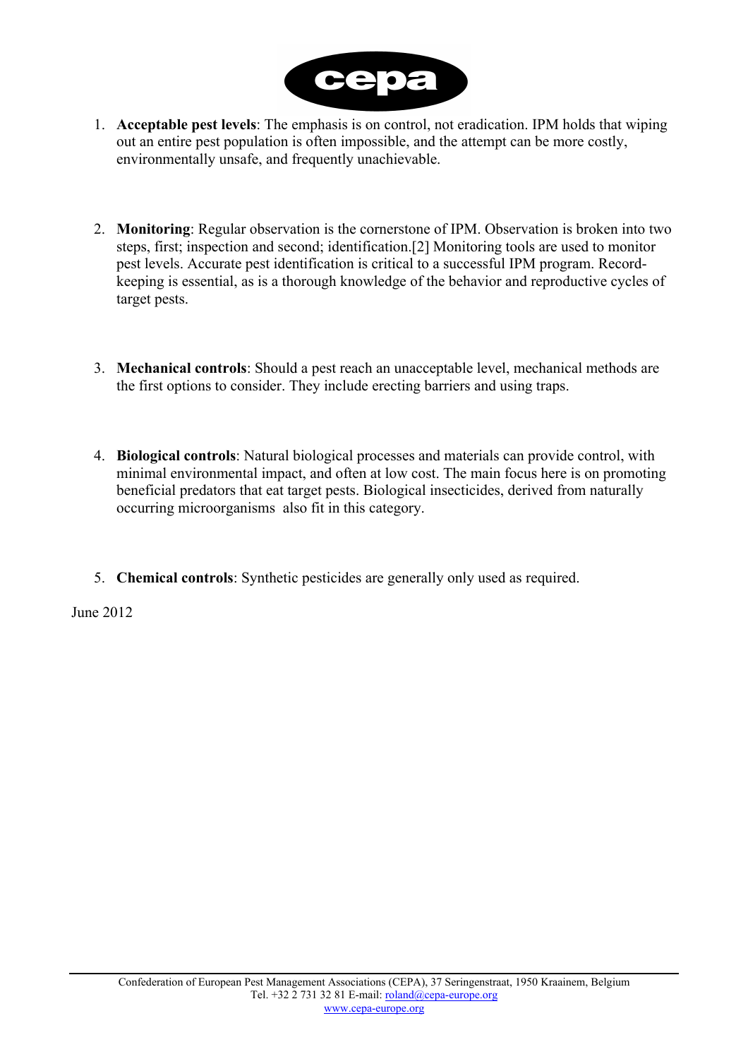1. **Acceptable pest levels**: The emphasis is on control, not eradication. IPM holds that wiping out an entire pest population is often impossible, and the attempt can be more costly, environmentally unsafe, and frequently unachievable.

2. **Monitoring**: Regular observation is the cornerstone of IPM. Observation is broken into two steps, first; inspection and second; identification.[2] Monitoring tools are used to monitor pest levels. Accurate pest identification is critical to a successful IPM program. Record-keeping is essential, as is a thorough knowledge of the behavior and reproductive cycles of target pests.

3. **Mechanical controls**: Should a pest reach an unacceptable level, mechanical methods are the first options to consider. They include erecting barriers and using traps.

4. **Biological controls**: Natural biological processes and materials can provide control, with minimal environmental impact, and often at low cost. The main focus here is on promoting beneficial predators that eat target pests. Biological insecticides, derived from naturally occurring microorganisms also fit in this category.

5. **Chemical controls**: Synthetic pesticides are generally only used as required.

June 2012